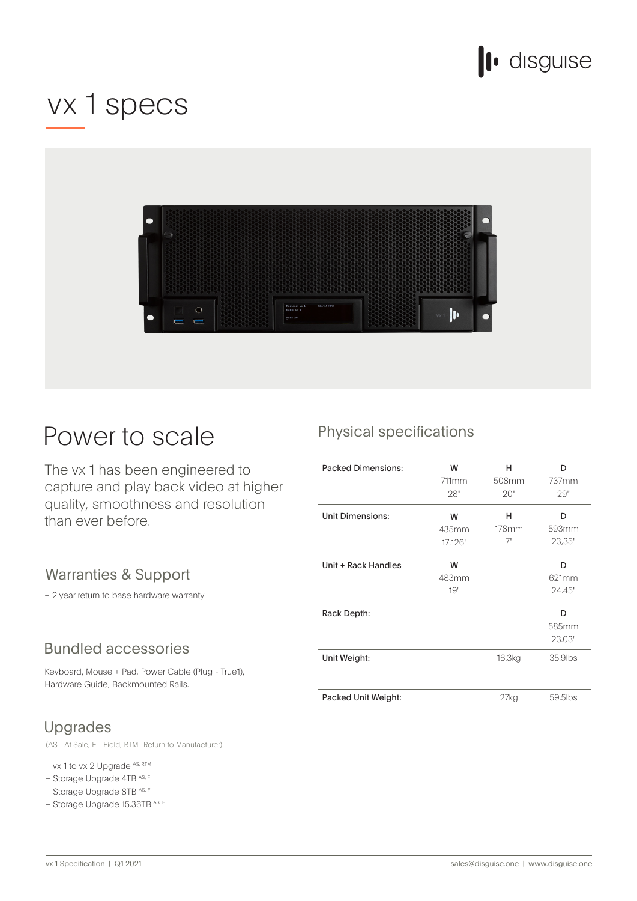# vx 1 specs

## Power to scale

The vx 1 has been engineered to capture and play back video at higher quality, smoothness and resolution than ever before.

### Warranties & Support

– 2 year return to base hardware warranty

### Bundled accessories

Keyboard, Mouse + Pad, Power Cable (Plug - True1), Hardware Guide, Backmounted Rails.

### Upgrades

(AS - At Sale, F - Field, RTM- Return to Manufacturer)

– vx 1 to vx 2 Upgrade [AS, RTM]
– Storage Upgrade 4TB [AS, F]
– Storage Upgrade 8TB [AS, F]
– Storage Upgrade 15.36TB [AS, F]

## Physical specifications

| | W | H | D |
|---|---|---|---|
| Packed Dimensions: | 711mm<br>28" | 508mm<br>20" | 737mm<br>29" |
| Unit Dimensions: | 435mm<br>17.126" | 178mm<br>7" | 593mm<br>23,35" |
| Unit + Rack Handles | 483mm<br>19" | | 621mm<br>24.45" |
| Rack Depth: | | | 585mm<br>23.03" |
| Unit Weight: | | 16.3kg | 35.9lbs |
| Packed Unit Weight: | | 27kg | 59.5lbs |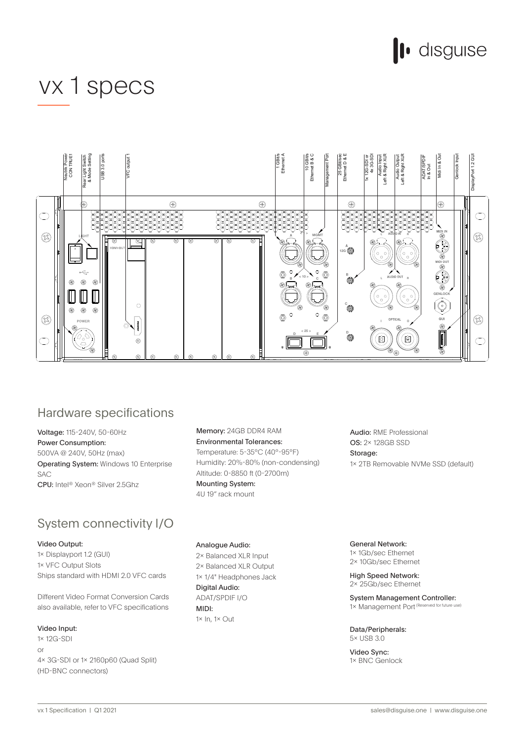# vx 1 specs

Neutrik Power CON TRUE1
Rear Light Switch & Mode Setting
USB 3.0 ports
VFC output 1
1 GBit/s Ethernet A
10 GBit/s Ethernet B & C
Management Port
25 GBit/sec Ethernet D & E
1x 12G-SDI or 4x 3G-SDI
Audio Input Left & Right XLR
Audio Output Left & Right XLR
ADAT/SPDIF In & Out
Midi In & Out
Genlock Input
DisplayPort 1.2 GUI

## Hardware specifications

**Voltage:** 115-240V, 50-60Hz
**Power Consumption:**
500VA @ 240V, 50Hz (max)
**Operating System:** Windows 10 Enterprise SAC
**CPU:** Intel® Xeon® Silver 2.5Ghz

**Memory:** 24GB DDR4 RAM
**Environmental Tolerances:**
Temperature: 5-35°C (40°-95°F)
Humidity: 20%-80% (non-condensing)
Altitude: 0-8850 ft (0-2700m)
**Mounting System:**
4U 19" rack mount

**Audio:** RME Professional
**OS:** 2× 128GB SSD
**Storage:**
1× 2TB Removable NVMe SSD (default)

## System connectivity I/O

**Video Output:**
1× Displayport 1.2 (GUI)
1× VFC Output Slots
Ships standard with HDMI 2.0 VFC cards

Different Video Format Conversion Cards also available, refer to VFC specifications

**Video Input:**
1× 12G-SDI
or
4× 3G-SDI or 1× 2160p60 (Quad Split)
(HD-BNC connectors)

**Analogue Audio:**
2× Balanced XLR Input
2× Balanced XLR Output
1× 1/4" Headphones Jack
**Digital Audio:**
ADAT/SPDIF I/O
**MIDI:**
1× In, 1× Out

**General Network:**
1× 1Gb/sec Ethernet
2× 10Gb/sec Ethernet

**High Speed Network:**
2× 25Gb/sec Ethernet

**System Management Controller:**
1× Management Port (Reserved for future use)

**Data/Peripherals:**
5× USB 3.0

**Video Sync:**
1× BNC Genlock